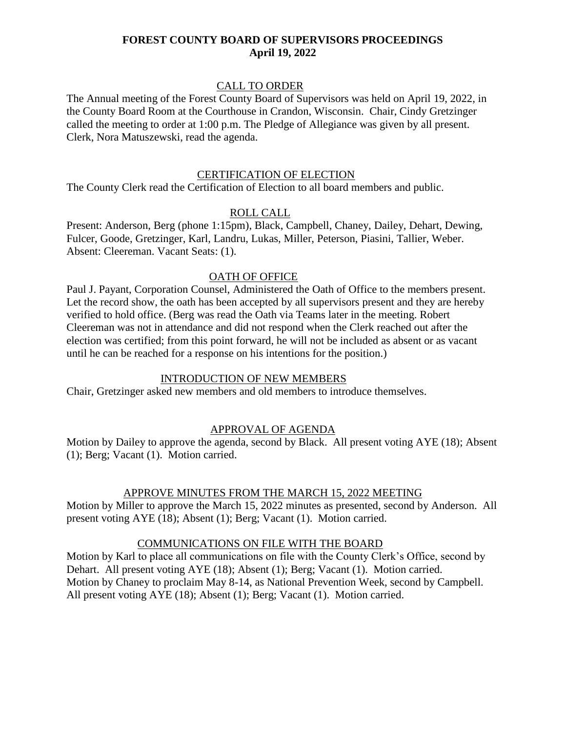# FOREST COUNTY BOARD OF SUPERVISORS PROCEEDINGS
## April 19, 2022

### CALL TO ORDER

The Annual meeting of the Forest County Board of Supervisors was held on April 19, 2022, in the County Board Room at the Courthouse in Crandon, Wisconsin. Chair, Cindy Gretzinger called the meeting to order at 1:00 p.m. The Pledge of Allegiance was given by all present. Clerk, Nora Matuszewski, read the agenda.

### CERTIFICATION OF ELECTION

The County Clerk read the Certification of Election to all board members and public.

### ROLL CALL

Present: Anderson, Berg (phone 1:15pm), Black, Campbell, Chaney, Dailey, Dehart, Dewing, Fulcer, Goode, Gretzinger, Karl, Landru, Lukas, Miller, Peterson, Piasini, Tallier, Weber. Absent: Cleereman. Vacant Seats: (1).

### OATH OF OFFICE

Paul J. Payant, Corporation Counsel, Administered the Oath of Office to the members present. Let the record show, the oath has been accepted by all supervisors present and they are hereby verified to hold office. (Berg was read the Oath via Teams later in the meeting. Robert Cleereman was not in attendance and did not respond when the Clerk reached out after the election was certified; from this point forward, he will not be included as absent or as vacant until he can be reached for a response on his intentions for the position.)

### INTRODUCTION OF NEW MEMBERS

Chair, Gretzinger asked new members and old members to introduce themselves.

### APPROVAL OF AGENDA

Motion by Dailey to approve the agenda, second by Black. All present voting AYE (18); Absent (1); Berg; Vacant (1). Motion carried.

### APPROVE MINUTES FROM THE MARCH 15, 2022 MEETING

Motion by Miller to approve the March 15, 2022 minutes as presented, second by Anderson. All present voting AYE (18); Absent (1); Berg; Vacant (1). Motion carried.

### COMMUNICATIONS ON FILE WITH THE BOARD

Motion by Karl to place all communications on file with the County Clerk's Office, second by Dehart. All present voting AYE (18); Absent (1); Berg; Vacant (1). Motion carried.
Motion by Chaney to proclaim May 8-14, as National Prevention Week, second by Campbell. All present voting AYE (18); Absent (1); Berg; Vacant (1). Motion carried.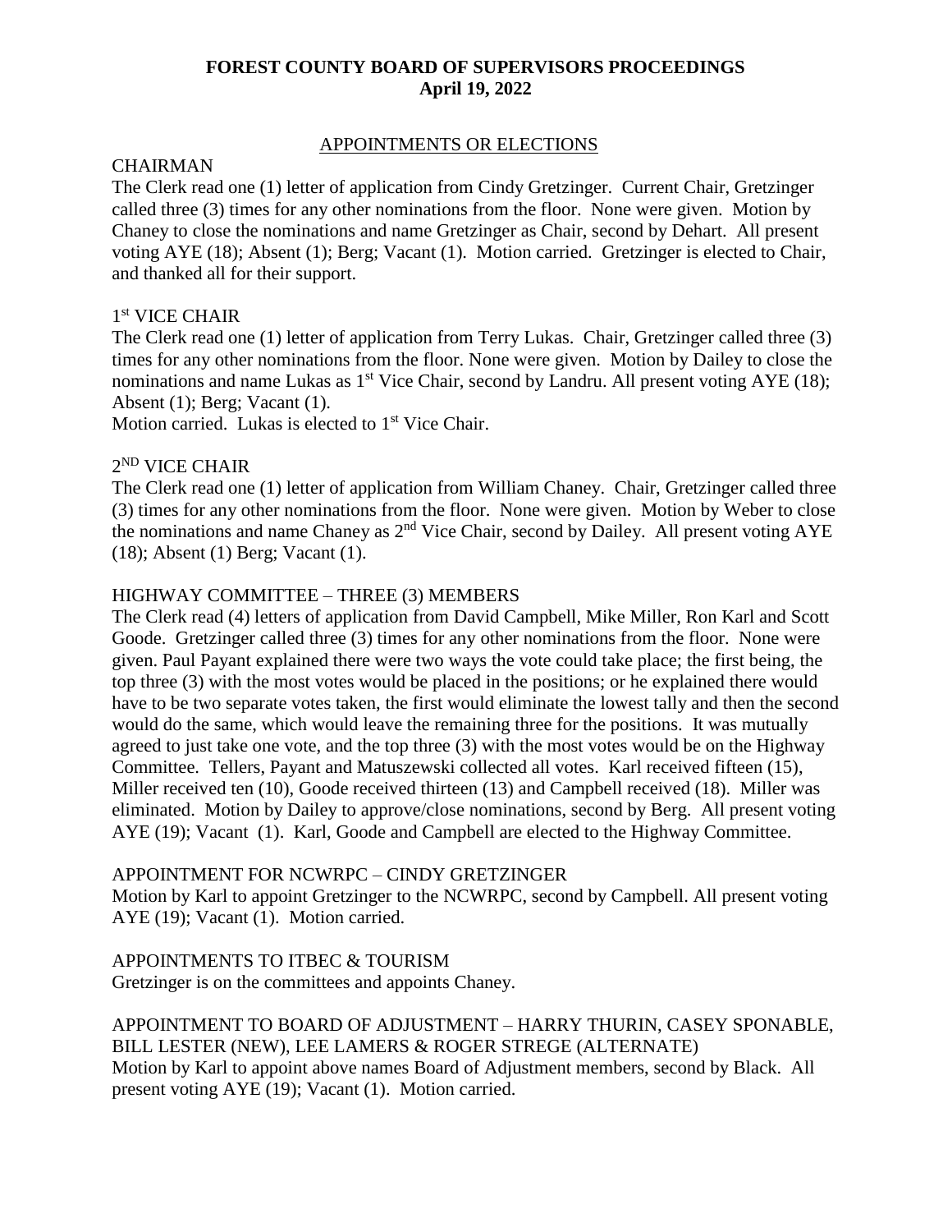# FOREST COUNTY BOARD OF SUPERVISORS PROCEEDINGS
## April 19, 2022

### APPOINTMENTS OR ELECTIONS

CHAIRMAN

The Clerk read one (1) letter of application from Cindy Gretzinger. Current Chair, Gretzinger called three (3) times for any other nominations from the floor. None were given. Motion by Chaney to close the nominations and name Gretzinger as Chair, second by Dehart. All present voting AYE (18); Absent (1); Berg; Vacant (1). Motion carried. Gretzinger is elected to Chair, and thanked all for their support.

1st VICE CHAIR

The Clerk read one (1) letter of application from Terry Lukas. Chair, Gretzinger called three (3) times for any other nominations from the floor. None were given. Motion by Dailey to close the nominations and name Lukas as 1st Vice Chair, second by Landru. All present voting AYE (18); Absent (1); Berg; Vacant (1).
Motion carried. Lukas is elected to 1st Vice Chair.

2ND VICE CHAIR

The Clerk read one (1) letter of application from William Chaney. Chair, Gretzinger called three (3) times for any other nominations from the floor. None were given. Motion by Weber to close the nominations and name Chaney as 2nd Vice Chair, second by Dailey. All present voting AYE (18); Absent (1) Berg; Vacant (1).

HIGHWAY COMMITTEE – THREE (3) MEMBERS

The Clerk read (4) letters of application from David Campbell, Mike Miller, Ron Karl and Scott Goode. Gretzinger called three (3) times for any other nominations from the floor. None were given. Paul Payant explained there were two ways the vote could take place; the first being, the top three (3) with the most votes would be placed in the positions; or he explained there would have to be two separate votes taken, the first would eliminate the lowest tally and then the second would do the same, which would leave the remaining three for the positions. It was mutually agreed to just take one vote, and the top three (3) with the most votes would be on the Highway Committee. Tellers, Payant and Matuszewski collected all votes. Karl received fifteen (15), Miller received ten (10), Goode received thirteen (13) and Campbell received (18). Miller was eliminated. Motion by Dailey to approve/close nominations, second by Berg. All present voting AYE (19); Vacant (1). Karl, Goode and Campbell are elected to the Highway Committee.

APPOINTMENT FOR NCWRPC – CINDY GRETZINGER

Motion by Karl to appoint Gretzinger to the NCWRPC, second by Campbell. All present voting AYE (19); Vacant (1). Motion carried.

APPOINTMENTS TO ITBEC & TOURISM

Gretzinger is on the committees and appoints Chaney.

APPOINTMENT TO BOARD OF ADJUSTMENT – HARRY THURIN, CASEY SPONABLE, BILL LESTER (NEW), LEE LAMERS & ROGER STREGE (ALTERNATE)

Motion by Karl to appoint above names Board of Adjustment members, second by Black. All present voting AYE (19); Vacant (1). Motion carried.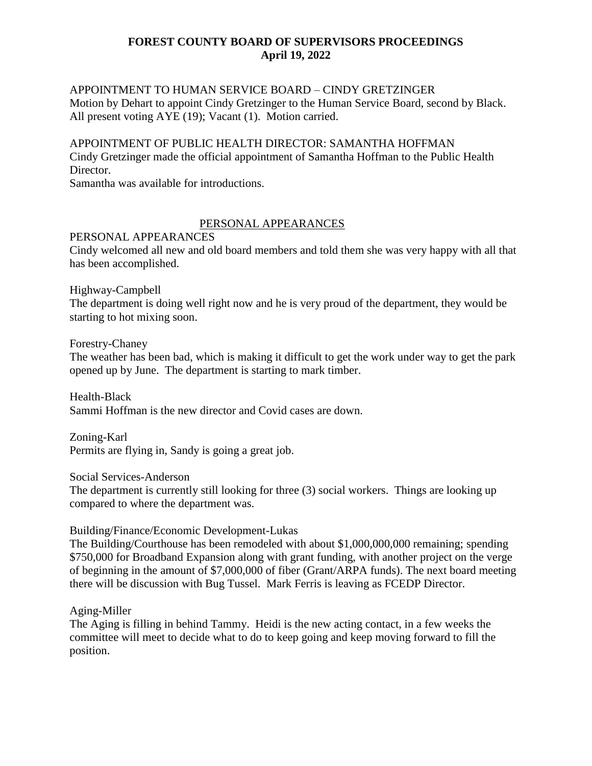**FOREST COUNTY BOARD OF SUPERVISORS PROCEEDINGS**
**April 19, 2022**

APPOINTMENT TO HUMAN SERVICE BOARD – CINDY GRETZINGER
Motion by Dehart to appoint Cindy Gretzinger to the Human Service Board, second by Black. All present voting AYE (19); Vacant (1). Motion carried.

APPOINTMENT OF PUBLIC HEALTH DIRECTOR: SAMANTHA HOFFMAN
Cindy Gretzinger made the official appointment of Samantha Hoffman to the Public Health Director.
Samantha was available for introductions.

PERSONAL APPEARANCES

PERSONAL APPEARANCES
Cindy welcomed all new and old board members and told them she was very happy with all that has been accomplished.

Highway-Campbell
The department is doing well right now and he is very proud of the department, they would be starting to hot mixing soon.

Forestry-Chaney
The weather has been bad, which is making it difficult to get the work under way to get the park opened up by June. The department is starting to mark timber.

Health-Black
Sammi Hoffman is the new director and Covid cases are down.

Zoning-Karl
Permits are flying in, Sandy is going a great job.

Social Services-Anderson
The department is currently still looking for three (3) social workers. Things are looking up compared to where the department was.

Building/Finance/Economic Development-Lukas
The Building/Courthouse has been remodeled with about $1,000,000,000 remaining; spending $750,000 for Broadband Expansion along with grant funding, with another project on the verge of beginning in the amount of $7,000,000 of fiber (Grant/ARPA funds). The next board meeting there will be discussion with Bug Tussel. Mark Ferris is leaving as FCEDP Director.

Aging-Miller
The Aging is filling in behind Tammy. Heidi is the new acting contact, in a few weeks the committee will meet to decide what to do to keep going and keep moving forward to fill the position.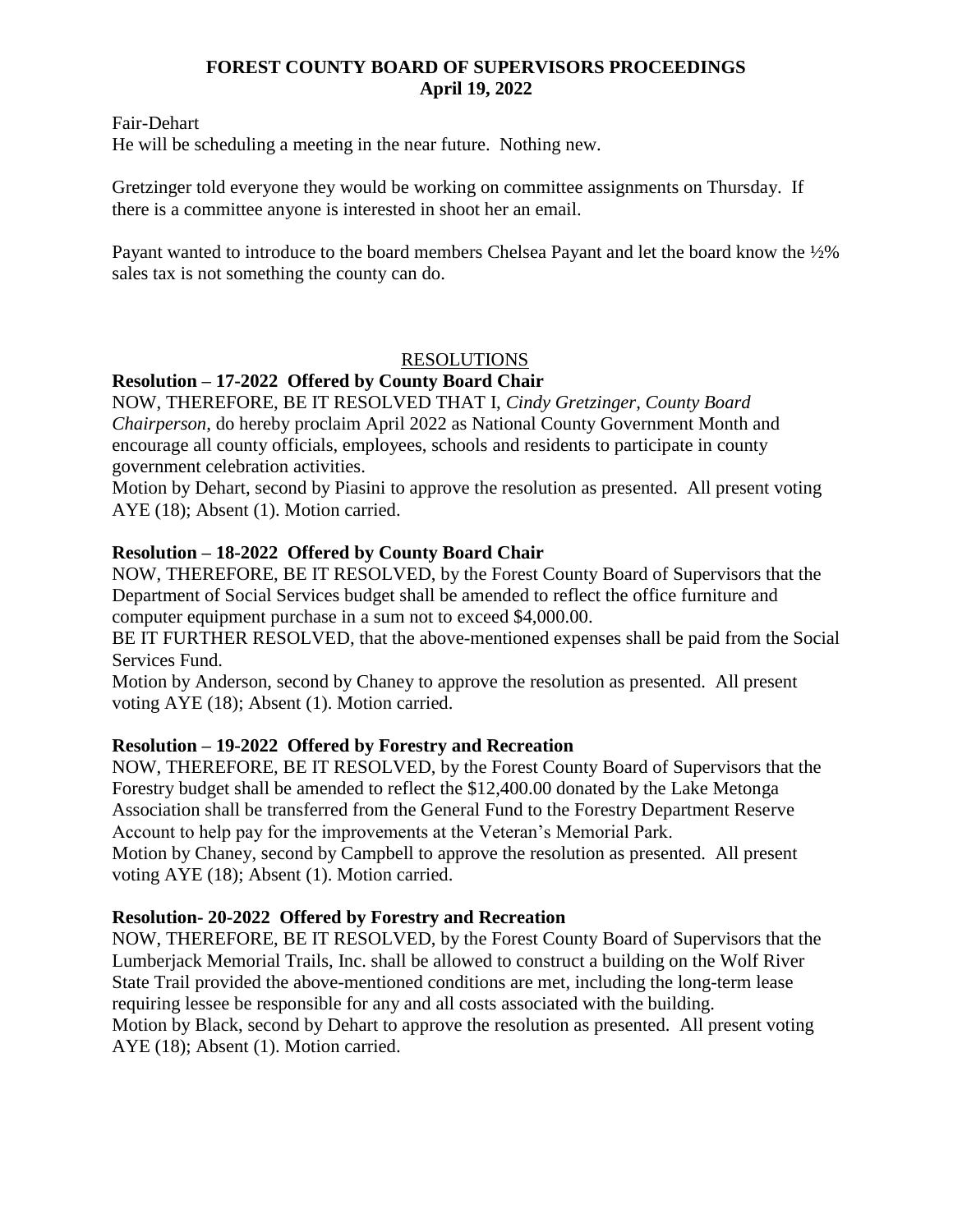Fair-Dehart
He will be scheduling a meeting in the near future. Nothing new.

Gretzinger told everyone they would be working on committee assignments on Thursday. If there is a committee anyone is interested in shoot her an email.

Payant wanted to introduce to the board members Chelsea Payant and let the board know the ½% sales tax is not something the county can do.

## RESOLUTIONS

**Resolution – 17-2022 Offered by County Board Chair**
NOW, THEREFORE, BE IT RESOLVED THAT I, *Cindy Gretzinger, County Board Chairperson*, do hereby proclaim April 2022 as National County Government Month and encourage all county officials, employees, schools and residents to participate in county government celebration activities.
Motion by Dehart, second by Piasini to approve the resolution as presented. All present voting AYE (18); Absent (1). Motion carried.

**Resolution – 18-2022 Offered by County Board Chair**
NOW, THEREFORE, BE IT RESOLVED, by the Forest County Board of Supervisors that the Department of Social Services budget shall be amended to reflect the office furniture and computer equipment purchase in a sum not to exceed $4,000.00.
BE IT FURTHER RESOLVED, that the above-mentioned expenses shall be paid from the Social Services Fund.
Motion by Anderson, second by Chaney to approve the resolution as presented. All present voting AYE (18); Absent (1). Motion carried.

**Resolution – 19-2022 Offered by Forestry and Recreation**
NOW, THEREFORE, BE IT RESOLVED, by the Forest County Board of Supervisors that the Forestry budget shall be amended to reflect the $12,400.00 donated by the Lake Metonga Association shall be transferred from the General Fund to the Forestry Department Reserve Account to help pay for the improvements at the Veteran's Memorial Park.
Motion by Chaney, second by Campbell to approve the resolution as presented. All present voting AYE (18); Absent (1). Motion carried.

**Resolution- 20-2022 Offered by Forestry and Recreation**
NOW, THEREFORE, BE IT RESOLVED, by the Forest County Board of Supervisors that the Lumberjack Memorial Trails, Inc. shall be allowed to construct a building on the Wolf River State Trail provided the above-mentioned conditions are met, including the long-term lease requiring lessee be responsible for any and all costs associated with the building.
Motion by Black, second by Dehart to approve the resolution as presented. All present voting AYE (18); Absent (1). Motion carried.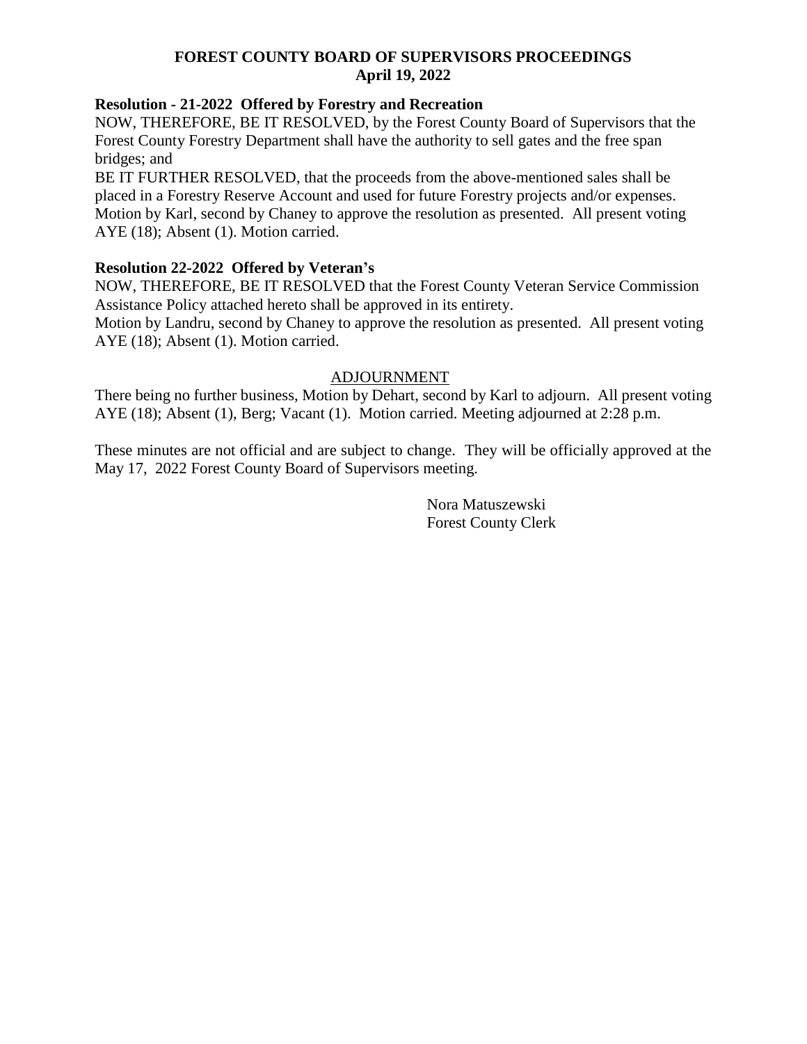**FOREST COUNTY BOARD OF SUPERVISORS PROCEEDINGS**
**April 19, 2022**

**Resolution - 21-2022 Offered by Forestry and Recreation**

NOW, THEREFORE, BE IT RESOLVED, by the Forest County Board of Supervisors that the Forest County Forestry Department shall have the authority to sell gates and the free span bridges; and

BE IT FURTHER RESOLVED, that the proceeds from the above-mentioned sales shall be placed in a Forestry Reserve Account and used for future Forestry projects and/or expenses.

Motion by Karl, second by Chaney to approve the resolution as presented. All present voting AYE (18); Absent (1). Motion carried.

**Resolution 22-2022 Offered by Veteran's**

NOW, THEREFORE, BE IT RESOLVED that the Forest County Veteran Service Commission Assistance Policy attached hereto shall be approved in its entirety.

Motion by Landru, second by Chaney to approve the resolution as presented. All present voting AYE (18); Absent (1). Motion carried.

ADJOURNMENT

There being no further business, Motion by Dehart, second by Karl to adjourn. All present voting AYE (18); Absent (1), Berg; Vacant (1). Motion carried. Meeting adjourned at 2:28 p.m.

These minutes are not official and are subject to change. They will be officially approved at the May 17, 2022 Forest County Board of Supervisors meeting.

Nora Matuszewski
Forest County Clerk